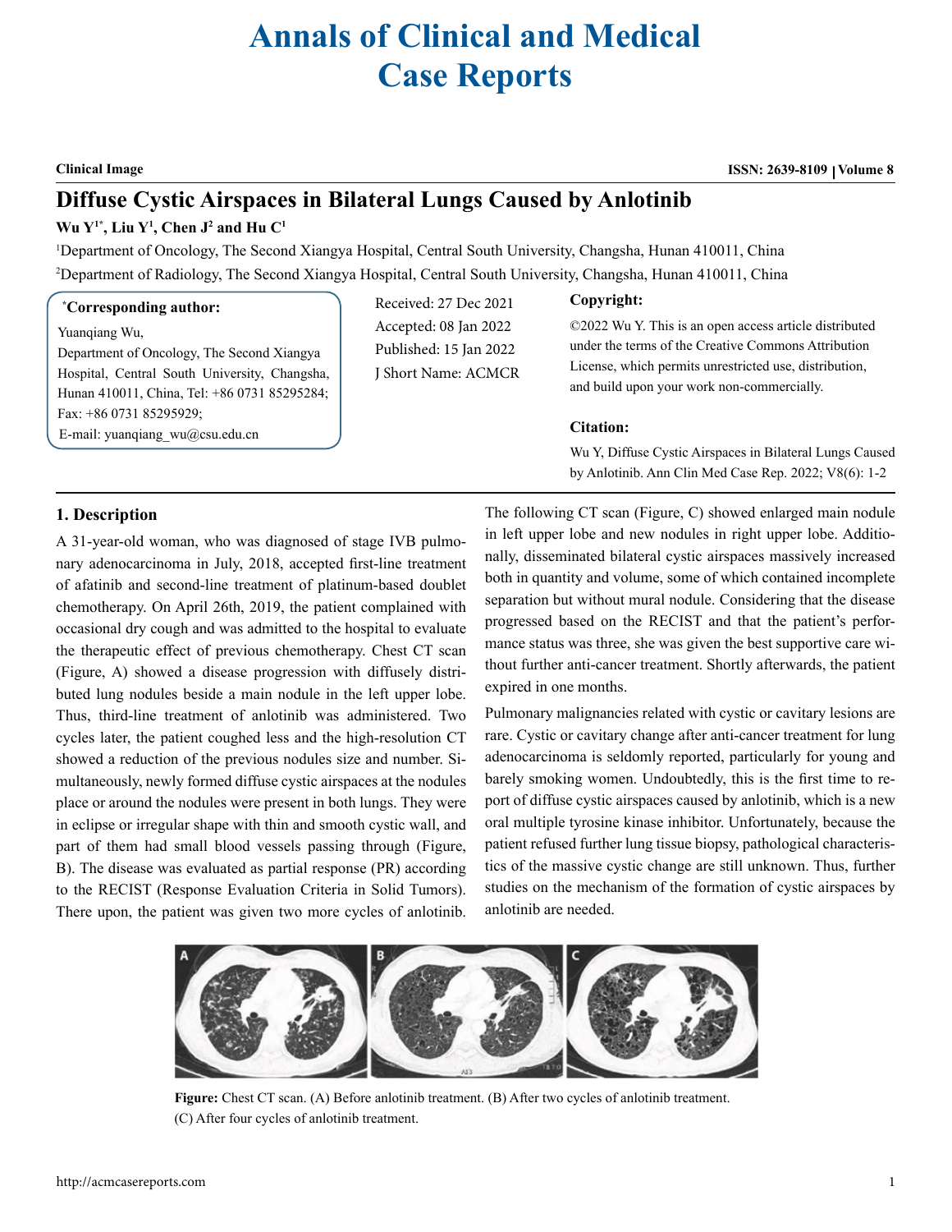# Annals of Clinical and Medical Case Reports

**Clinical Image** ISSN: 2639-8109 | Volume 8

## Diffuse Cystic Airspaces in Bilateral Lungs Caused by Anlotinib

**Wu Y[1*], Liu Y[1], Chen J[2] and Hu C[1]**

[1]Department of Oncology, The Second Xiangya Hospital, Central South University, Changsha, Hunan 410011, China

[2]Department of Radiology, The Second Xiangya Hospital, Central South University, Changsha, Hunan 410011, China

**[*]Corresponding author:**

Yuanqiang Wu,
Department of Oncology, The Second Xiangya Hospital, Central South University, Changsha, Hunan 410011, China, Tel: +86 0731 85295284; Fax: +86 0731 85295929;
E-mail: yuanqiang_wu@csu.edu.cn

Received: 27 Dec 2021
Accepted: 08 Jan 2022
Published: 15 Jan 2022
J Short Name: ACMCR

**Copyright:**

©2022 Wu Y. This is an open access article distributed under the terms of the Creative Commons Attribution License, which permits unrestricted use, distribution, and build upon your work non-commercially.

**Citation:**

Wu Y, Diffuse Cystic Airspaces in Bilateral Lungs Caused by Anlotinib. Ann Clin Med Case Rep. 2022; V8(6): 1-2

### 1. Description

A 31-year-old woman, who was diagnosed of stage IVB pulmonary adenocarcinoma in July, 2018, accepted first-line treatment of afatinib and second-line treatment of platinum-based doublet chemotherapy. On April 26th, 2019, the patient complained with occasional dry cough and was admitted to the hospital to evaluate the therapeutic effect of previous chemotherapy. Chest CT scan (Figure, A) showed a disease progression with diffusely distributed lung nodules beside a main nodule in the left upper lobe. Thus, third-line treatment of anlotinib was administered. Two cycles later, the patient coughed less and the high-resolution CT showed a reduction of the previous nodules size and number. Simultaneously, newly formed diffuse cystic airspaces at the nodules place or around the nodules were present in both lungs. They were in eclipse or irregular shape with thin and smooth cystic wall, and part of them had small blood vessels passing through (Figure, B). The disease was evaluated as partial response (PR) according to the RECIST (Response Evaluation Criteria in Solid Tumors). There upon, the patient was given two more cycles of anlotinib. The following CT scan (Figure, C) showed enlarged main nodule in left upper lobe and new nodules in right upper lobe. Additionally, disseminated bilateral cystic airspaces massively increased both in quantity and volume, some of which contained incomplete separation but without mural nodule. Considering that the disease progressed based on the RECIST and that the patient's performance status was three, she was given the best supportive care without further anti-cancer treatment. Shortly afterwards, the patient expired in one months.

Pulmonary malignancies related with cystic or cavitary lesions are rare. Cystic or cavitary change after anti-cancer treatment for lung adenocarcinoma is seldomly reported, particularly for young and barely smoking women. Undoubtedly, this is the first time to report of diffuse cystic airspaces caused by anlotinib, which is a new oral multiple tyrosine kinase inhibitor. Unfortunately, because the patient refused further lung tissue biopsy, pathological characteristics of the massive cystic change are still unknown. Thus, further studies on the mechanism of the formation of cystic airspaces by anlotinib are needed.

**Figure:** Chest CT scan. (A) Before anlotinib treatment. (B) After two cycles of anlotinib treatment. (C) After four cycles of anlotinib treatment.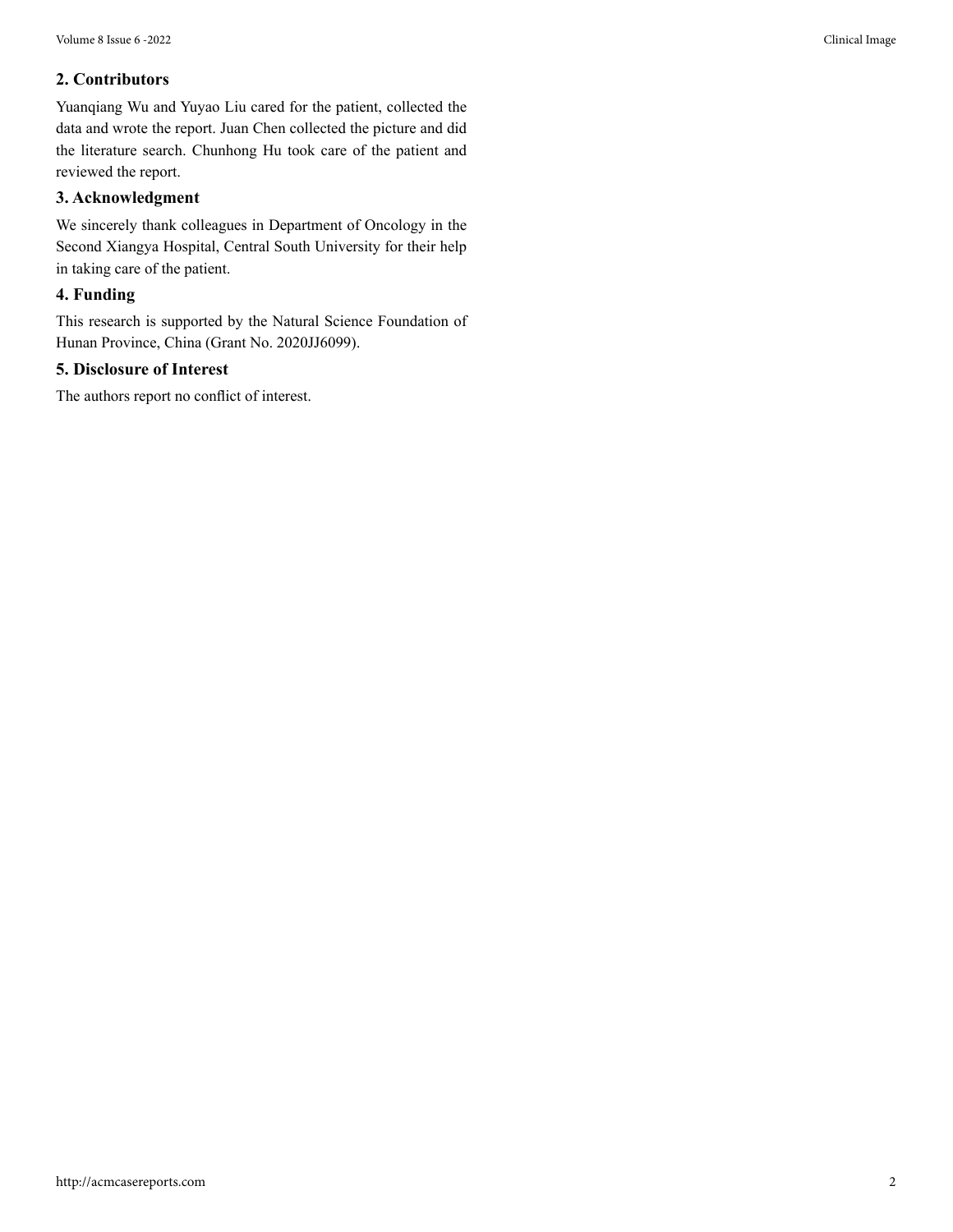## 2. Contributors

Yuanqiang Wu and Yuyao Liu cared for the patient, collected the data and wrote the report. Juan Chen collected the picture and did the literature search. Chunhong Hu took care of the patient and reviewed the report.

## 3. Acknowledgment

We sincerely thank colleagues in Department of Oncology in the Second Xiangya Hospital, Central South University for their help in taking care of the patient.

## 4. Funding

This research is supported by the Natural Science Foundation of Hunan Province, China (Grant No. 2020JJ6099).

## 5. Disclosure of Interest

The authors report no conflict of interest.